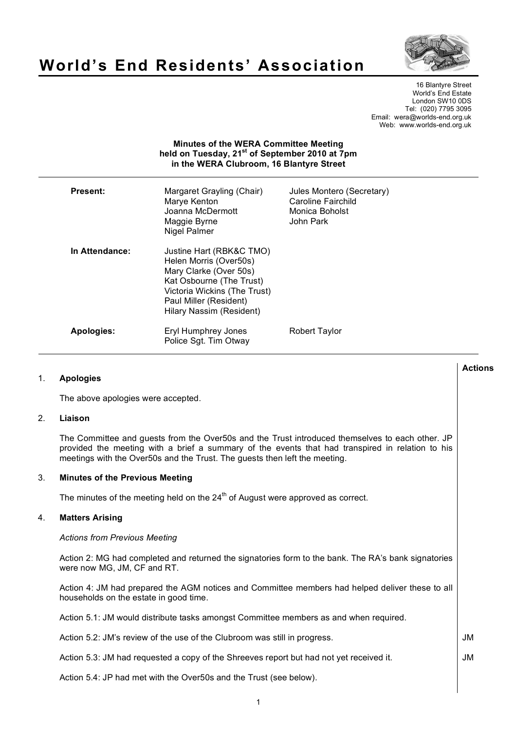# World's End Residents' Association

16 Blantyre Street
World's End Estate
London SW10 0DS
Tel: (020) 7795 3095
Email: wera@worlds-end.org.uk
Web: www.worlds-end.org.uk

**Minutes of the WERA Committee Meeting held on Tuesday, 21st of September 2010 at 7pm in the WERA Clubroom, 16 Blantyre Street**

| | | |
|---|---|---|
| **Present:** | Margaret Grayling (Chair)<br>Marye Kenton<br>Joanna McDermott<br>Maggie Byrne<br>Nigel Palmer | Jules Montero (Secretary)<br>Caroline Fairchild<br>Monica Boholst<br>John Park |
| **In Attendance:** | Justine Hart (RBK&C TMO)<br>Helen Morris (Over50s)<br>Mary Clarke (Over 50s)<br>Kat Osbourne (The Trust)<br>Victoria Wickins (The Trust)<br>Paul Miller (Resident)<br>Hilary Nassim (Resident) | |
| **Apologies:** | Eryl Humphrey Jones<br>Police Sgt. Tim Otway | Robert Taylor |

| | Actions |
|---|---|
| **1. Apologies**<br><br>The above apologies were accepted. | |
| **2. Liaison**<br><br>The Committee and guests from the Over50s and the Trust introduced themselves to each other. JP provided the meeting with a brief a summary of the events that had transpired in relation to his meetings with the Over50s and the Trust. The guests then left the meeting. | |
| **3. Minutes of the Previous Meeting**<br><br>The minutes of the meeting held on the 24th of August were approved as correct. | |
| **4. Matters Arising**<br><br>*Actions from Previous Meeting* | |
| Action 2: MG had completed and returned the signatories form to the bank. The RA's bank signatories were now MG, JM, CF and RT. | |
| Action 4: JM had prepared the AGM notices and Committee members had helped deliver these to all households on the estate in good time. | |
| Action 5.1: JM would distribute tasks amongst Committee members as and when required. | |
| Action 5.2: JM's review of the use of the Clubroom was still in progress. | JM |
| Action 5.3: JM had requested a copy of the Shreeves report but had not yet received it. | JM |
| Action 5.4: JP had met with the Over50s and the Trust (see below). | |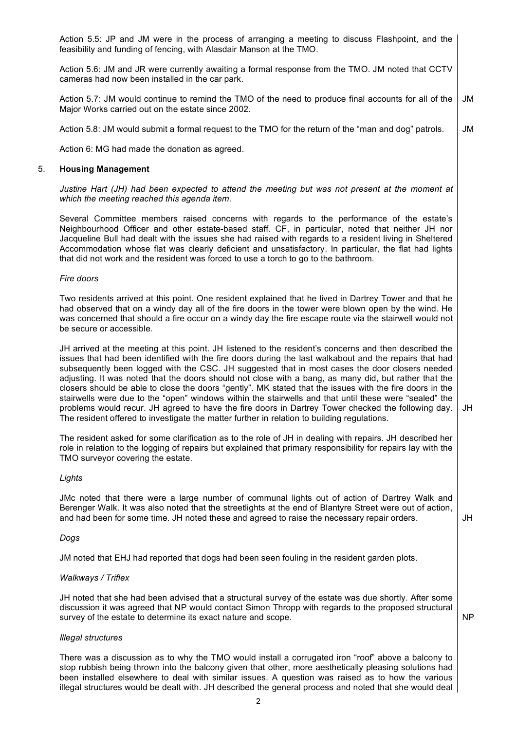Action 5.5: JP and JM were in the process of arranging a meeting to discuss Flashpoint, and the feasibility and funding of fencing, with Alasdair Manson at the TMO.

Action 5.6: JM and JR were currently awaiting a formal response from the TMO. JM noted that CCTV cameras had now been installed in the car park.

Action 5.7: JM would continue to remind the TMO of the need to produce final accounts for all of the Major Works carried out on the estate since 2002. **JM**

Action 5.8: JM would submit a formal request to the TMO for the return of the "man and dog" patrols. **JM**

Action 6: MG had made the donation as agreed.

## 5. Housing Management

*Justine Hart (JH) had been expected to attend the meeting but was not present at the moment at which the meeting reached this agenda item.*

Several Committee members raised concerns with regards to the performance of the estate's Neighbourhood Officer and other estate-based staff. CF, in particular, noted that neither JH nor Jacqueline Bull had dealt with the issues she had raised with regards to a resident living in Sheltered Accommodation whose flat was clearly deficient and unsatisfactory. In particular, the flat had lights that did not work and the resident was forced to use a torch to go to the bathroom.

*Fire doors*

Two residents arrived at this point. One resident explained that he lived in Dartrey Tower and that he had observed that on a windy day all of the fire doors in the tower were blown open by the wind. He was concerned that should a fire occur on a windy day the fire escape route via the stairwell would not be secure or accessible.

JH arrived at the meeting at this point. JH listened to the resident's concerns and then described the issues that had been identified with the fire doors during the last walkabout and the repairs that had subsequently been logged with the CSC. JH suggested that in most cases the door closers needed adjusting. It was noted that the doors should not close with a bang, as many did, but rather that the closers should be able to close the doors "gently". MK stated that the issues with the fire doors in the stairwells were due to the "open" windows within the stairwells and that until these were "sealed" the problems would recur. JH agreed to have the fire doors in Dartrey Tower checked the following day. The resident offered to investigate the matter further in relation to building regulations. **JH**

The resident asked for some clarification as to the role of JH in dealing with repairs. JH described her role in relation to the logging of repairs but explained that primary responsibility for repairs lay with the TMO surveyor covering the estate.

*Lights*

JMc noted that there were a large number of communal lights out of action of Dartrey Walk and Berenger Walk. It was also noted that the streetlights at the end of Blantyre Street were out of action, and had been for some time. JH noted these and agreed to raise the necessary repair orders. **JH**

*Dogs*

JM noted that EHJ had reported that dogs had been seen fouling in the resident garden plots.

*Walkways / Triflex*

JH noted that she had been advised that a structural survey of the estate was due shortly. After some discussion it was agreed that NP would contact Simon Thropp with regards to the proposed structural survey of the estate to determine its exact nature and scope. **NP**

*Illegal structures*

There was a discussion as to why the TMO would install a corrugated iron "roof" above a balcony to stop rubbish being thrown into the balcony given that other, more aesthetically pleasing solutions had been installed elsewhere to deal with similar issues. A question was raised as to how the various illegal structures would be dealt with. JH described the general process and noted that she would deal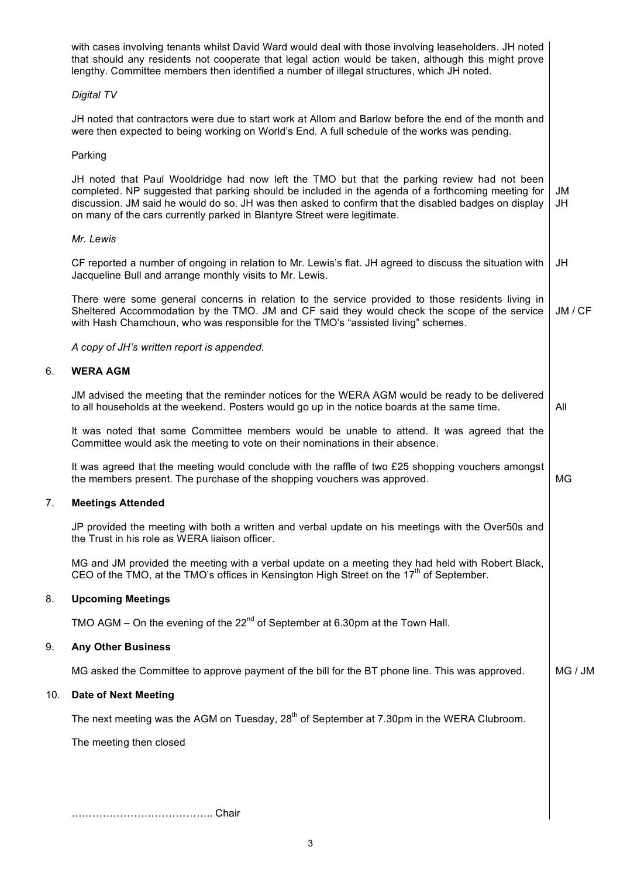with cases involving tenants whilst David Ward would deal with those involving leaseholders. JH noted that should any residents not cooperate that legal action would be taken, although this might prove lengthy. Committee members then identified a number of illegal structures, which JH noted.

*Digital TV*

JH noted that contractors were due to start work at Allom and Barlow before the end of the month and were then expected to being working on World's End. A full schedule of the works was pending.

Parking

JH noted that Paul Wooldridge had now left the TMO but that the parking review had not been completed. NP suggested that parking should be included in the agenda of a forthcoming meeting for discussion. JM said he would do so. JH was then asked to confirm that the disabled badges on display on many of the cars currently parked in Blantyre Street were legitimate. — JM / JH

*Mr. Lewis*

CF reported a number of ongoing in relation to Mr. Lewis's flat. JH agreed to discuss the situation with Jacqueline Bull and arrange monthly visits to Mr. Lewis. — JH

There were some general concerns in relation to the service provided to those residents living in Sheltered Accommodation by the TMO. JM and CF said they would check the scope of the service with Hash Chamchoun, who was responsible for the TMO's "assisted living" schemes. — JM / CF

*A copy of JH's written report is appended.*

## 6. WERA AGM

JM advised the meeting that the reminder notices for the WERA AGM would be ready to be delivered to all households at the weekend. Posters would go up in the notice boards at the same time. — All

It was noted that some Committee members would be unable to attend. It was agreed that the Committee would ask the meeting to vote on their nominations in their absence.

It was agreed that the meeting would conclude with the raffle of two £25 shopping vouchers amongst the members present. The purchase of the shopping vouchers was approved. — MG

## 7. Meetings Attended

JP provided the meeting with both a written and verbal update on his meetings with the Over50s and the Trust in his role as WERA liaison officer.

MG and JM provided the meeting with a verbal update on a meeting they had held with Robert Black, CEO of the TMO, at the TMO's offices in Kensington High Street on the 17th of September.

## 8. Upcoming Meetings

TMO AGM – On the evening of the 22nd of September at 6.30pm at the Town Hall.

## 9. Any Other Business

MG asked the Committee to approve payment of the bill for the BT phone line. This was approved. — MG / JM

## 10. Date of Next Meeting

The next meeting was the AGM on Tuesday, 28th of September at 7.30pm in the WERA Clubroom.

The meeting then closed

………………………………….. Chair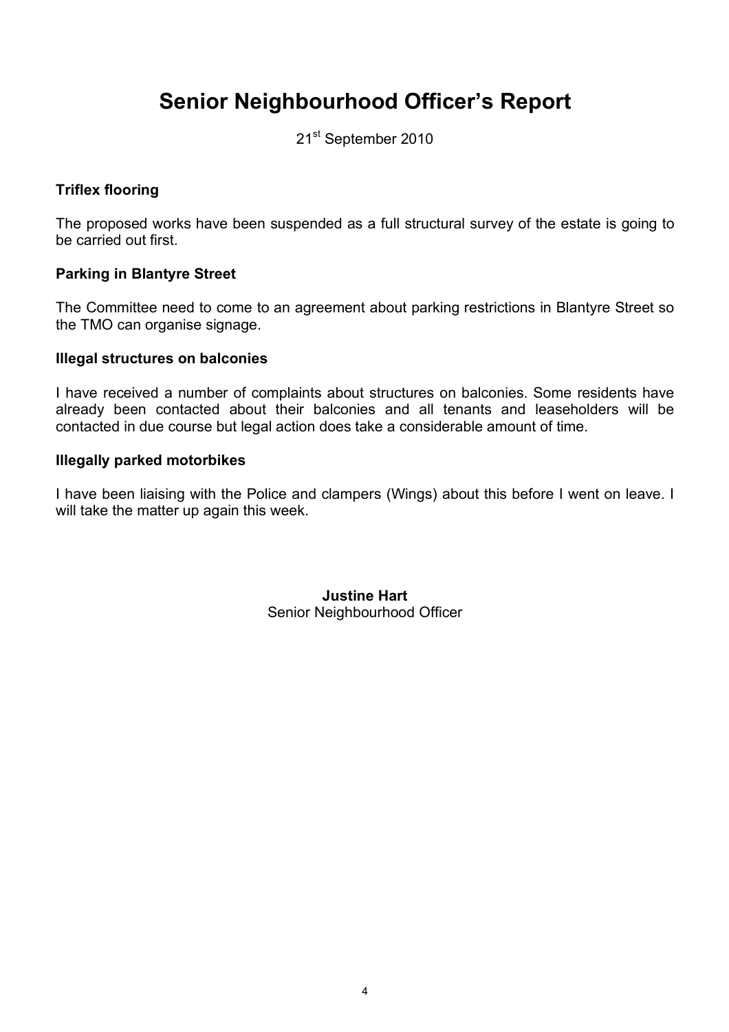# Senior Neighbourhood Officer's Report

21st September 2010

**Triflex flooring**

The proposed works have been suspended as a full structural survey of the estate is going to be carried out first.

**Parking in Blantyre Street**

The Committee need to come to an agreement about parking restrictions in Blantyre Street so the TMO can organise signage.

**Illegal structures on balconies**

I have received a number of complaints about structures on balconies. Some residents have already been contacted about their balconies and all tenants and leaseholders will be contacted in due course but legal action does take a considerable amount of time.

**Illegally parked motorbikes**

I have been liaising with the Police and clampers (Wings) about this before I went on leave. I will take the matter up again this week.

**Justine Hart**
Senior Neighbourhood Officer